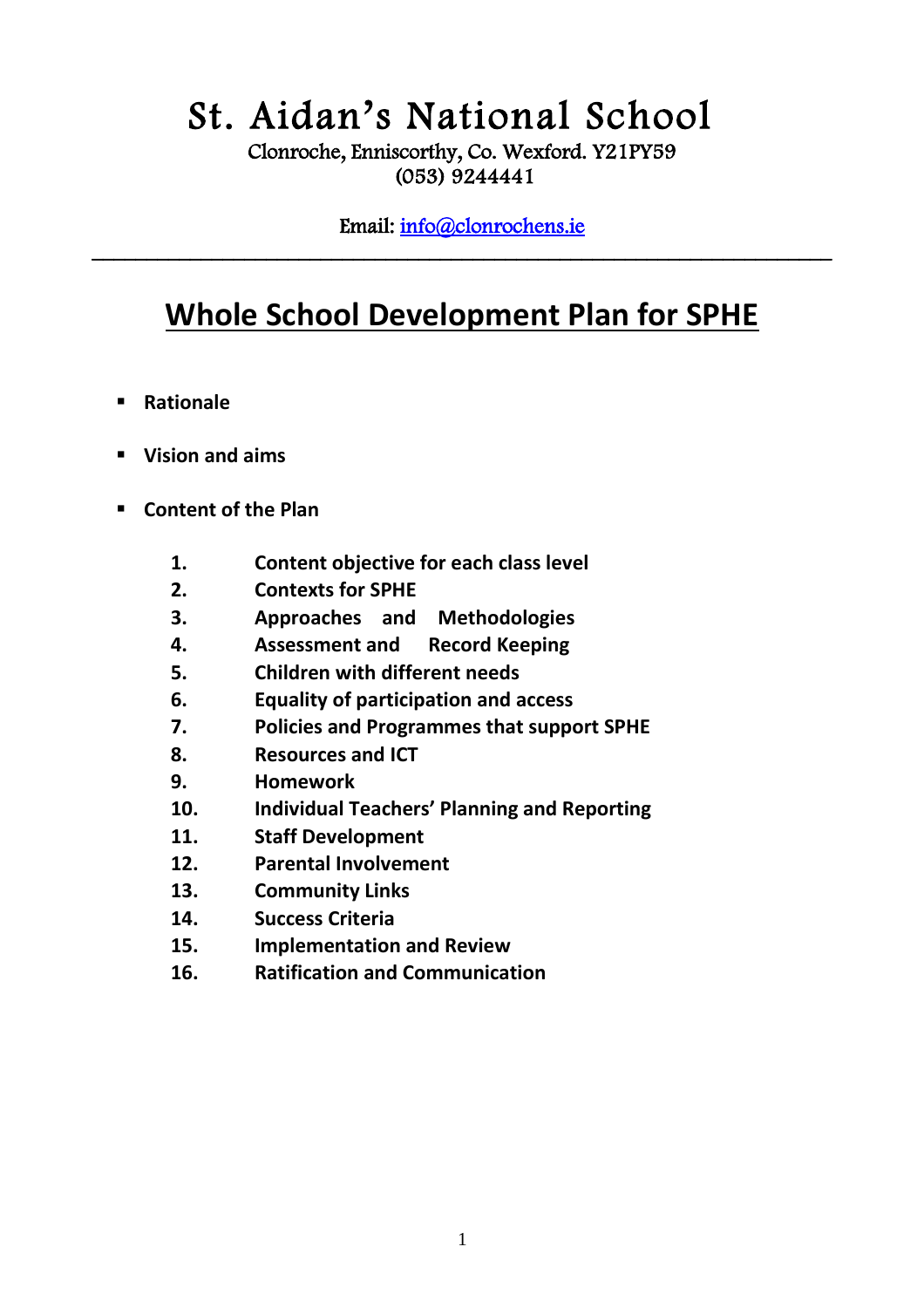# St. Aidan's National School

Clonroche, Enniscorthy, Co. Wexford. Y21PY59
(053) 9244441

Email: info@clonrochens.ie

---

## Whole School Development Plan for SPHE

- **Rationale**
- **Vision and aims**
- **Content of the Plan**

1. **Content objective for each class level**
2. **Contexts for SPHE**
3. **Approaches and Methodologies**
4. **Assessment and Record Keeping**
5. **Children with different needs**
6. **Equality of participation and access**
7. **Policies and Programmes that support SPHE**
8. **Resources and ICT**
9. **Homework**
10. **Individual Teachers' Planning and Reporting**
11. **Staff Development**
12. **Parental Involvement**
13. **Community Links**
14. **Success Criteria**
15. **Implementation and Review**
16. **Ratification and Communication**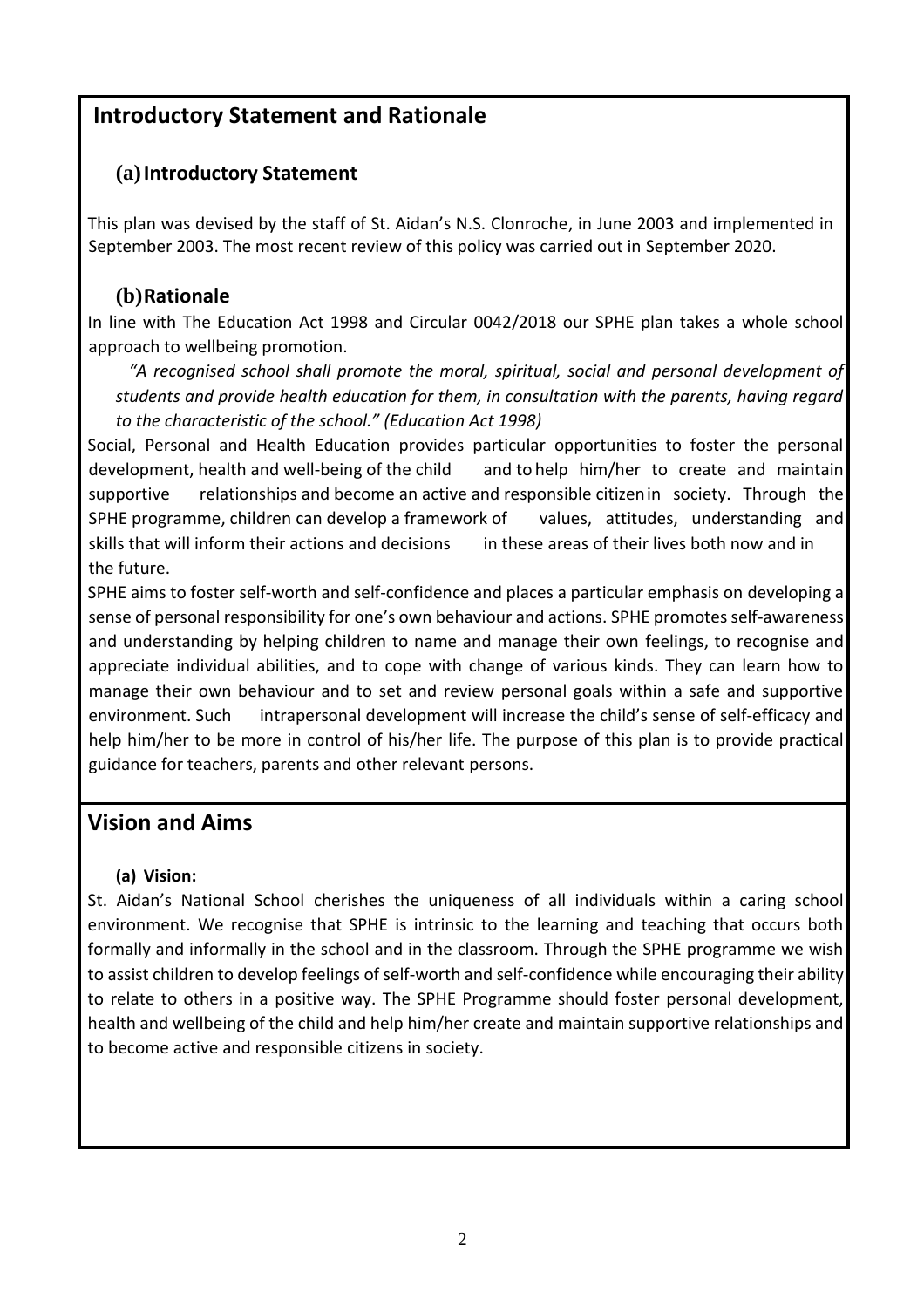## Introductory Statement and Rationale

### (a) Introductory Statement

This plan was devised by the staff of St. Aidan's N.S. Clonroche, in June 2003 and implemented in September 2003. The most recent review of this policy was carried out in September 2020.

### (b) Rationale

In line with The Education Act 1998 and Circular 0042/2018 our SPHE plan takes a whole school approach to wellbeing promotion.

> *"A recognised school shall promote the moral, spiritual, social and personal development of students and provide health education for them, in consultation with the parents, having regard to the characteristic of the school." (Education Act 1998)*

Social, Personal and Health Education provides particular opportunities to foster the personal development, health and well-being of the child and to help him/her to create and maintain supportive relationships and become an active and responsible citizen in society. Through the SPHE programme, children can develop a framework of values, attitudes, understanding and skills that will inform their actions and decisions in these areas of their lives both now and in the future.

SPHE aims to foster self-worth and self-confidence and places a particular emphasis on developing a sense of personal responsibility for one's own behaviour and actions. SPHE promotes self-awareness and understanding by helping children to name and manage their own feelings, to recognise and appreciate individual abilities, and to cope with change of various kinds. They can learn how to manage their own behaviour and to set and review personal goals within a safe and supportive environment. Such intrapersonal development will increase the child's sense of self-efficacy and help him/her to be more in control of his/her life. The purpose of this plan is to provide practical guidance for teachers, parents and other relevant persons.

## Vision and Aims

### (a) Vision:

St. Aidan's National School cherishes the uniqueness of all individuals within a caring school environment. We recognise that SPHE is intrinsic to the learning and teaching that occurs both formally and informally in the school and in the classroom. Through the SPHE programme we wish to assist children to develop feelings of self-worth and self-confidence while encouraging their ability to relate to others in a positive way. The SPHE Programme should foster personal development, health and wellbeing of the child and help him/her create and maintain supportive relationships and to become active and responsible citizens in society.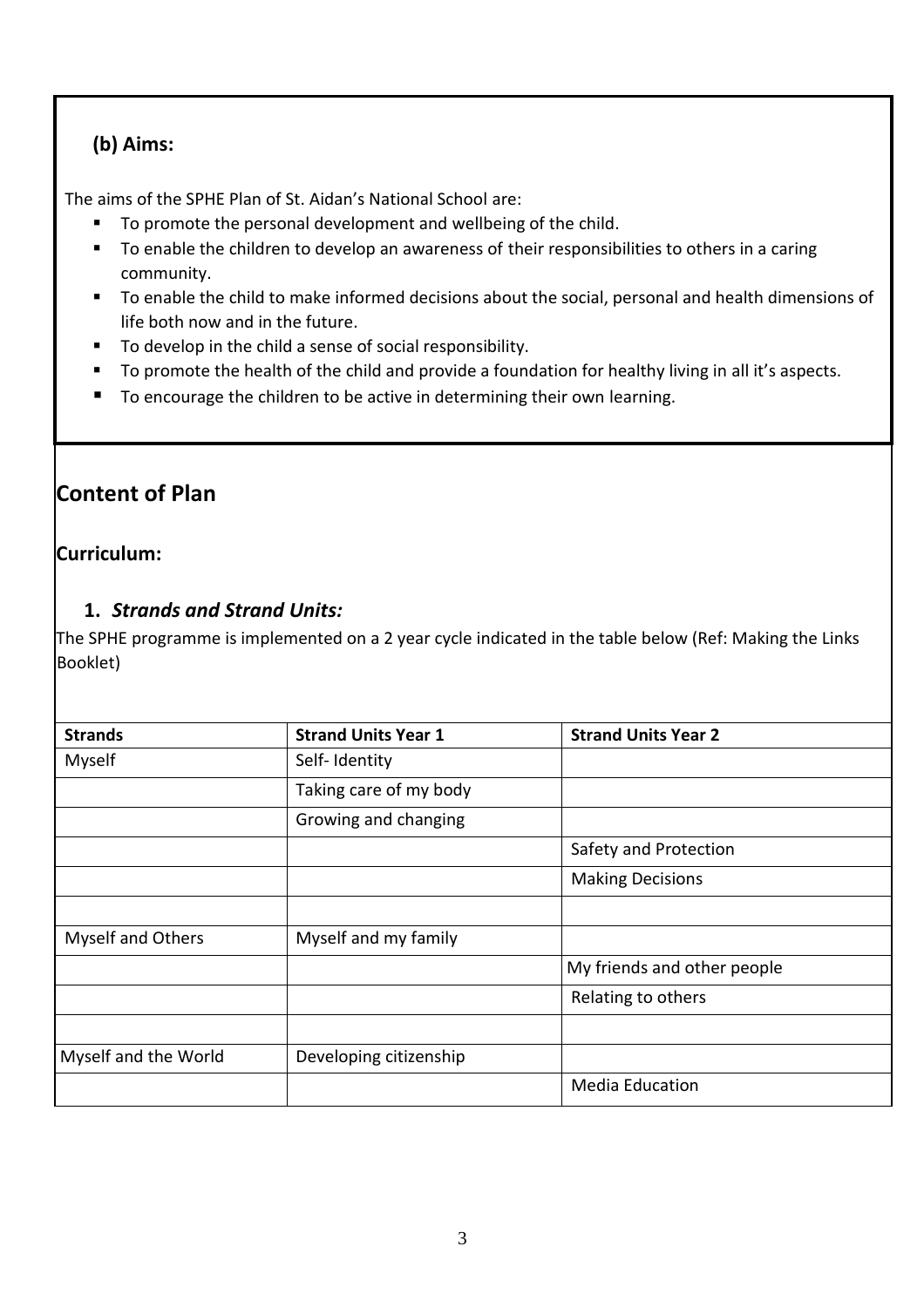## (b) Aims:

The aims of the SPHE Plan of St. Aidan's National School are:

- To promote the personal development and wellbeing of the child.
- To enable the children to develop an awareness of their responsibilities to others in a caring community.
- To enable the child to make informed decisions about the social, personal and health dimensions of life both now and in the future.
- To develop in the child a sense of social responsibility.
- To promote the health of the child and provide a foundation for healthy living in all it's aspects.
- To encourage the children to be active in determining their own learning.

# Content of Plan

## Curriculum:

### 1. *Strands and Strand Units:*

The SPHE programme is implemented on a 2 year cycle indicated in the table below (Ref: Making the Links Booklet)

| Strands | Strand Units Year 1 | Strand Units Year 2 |
|---|---|---|
| Myself | Self- Identity | |
| | Taking care of my body | |
| | Growing and changing | |
| | | Safety and Protection |
| | | Making Decisions |
| | | |
| Myself and Others | Myself and my family | |
| | | My friends and other people |
| | | Relating to others |
| | | |
| Myself and the World | Developing citizenship | |
| | | Media Education |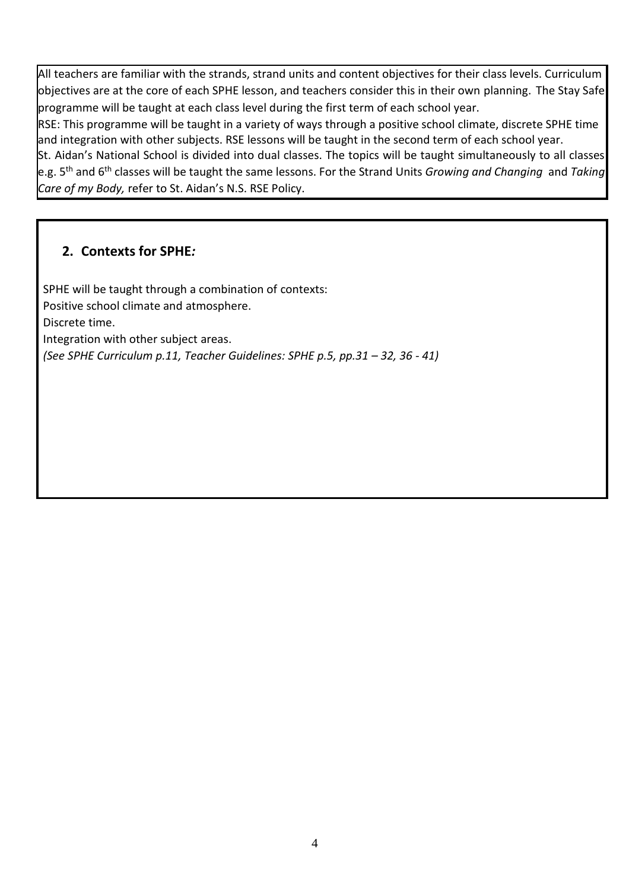All teachers are familiar with the strands, strand units and content objectives for their class levels. Curriculum objectives are at the core of each SPHE lesson, and teachers consider this in their own planning. The Stay Safe programme will be taught at each class level during the first term of each school year.

RSE: This programme will be taught in a variety of ways through a positive school climate, discrete SPHE time and integration with other subjects. RSE lessons will be taught in the second term of each school year.

St. Aidan's National School is divided into dual classes. The topics will be taught simultaneously to all classes e.g. 5th and 6th classes will be taught the same lessons. For the Strand Units *Growing and Changing* and *Taking Care of my Body,* refer to St. Aidan's N.S. RSE Policy.

## 2. Contexts for SPHE*:*

SPHE will be taught through a combination of contexts:

Positive school climate and atmosphere.

Discrete time.

Integration with other subject areas.

*(See SPHE Curriculum p.11, Teacher Guidelines: SPHE p.5, pp.31 – 32, 36 - 41)*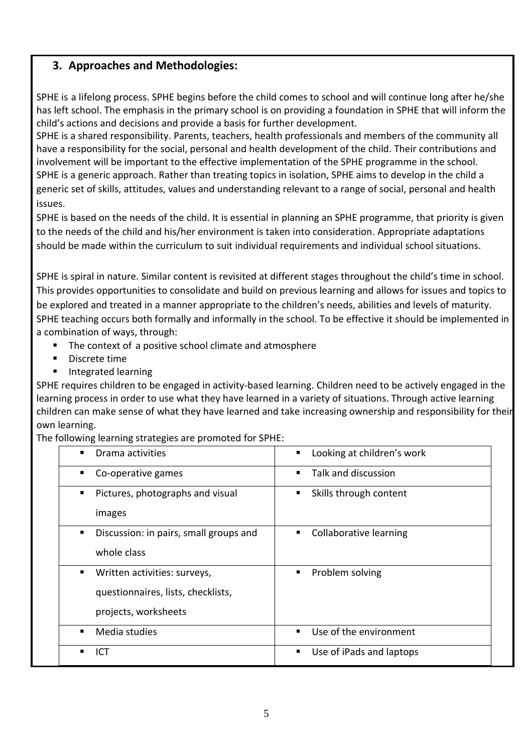## 3. Approaches and Methodologies:

SPHE is a lifelong process. SPHE begins before the child comes to school and will continue long after he/she has left school. The emphasis in the primary school is on providing a foundation in SPHE that will inform the child's actions and decisions and provide a basis for further development.

SPHE is a shared responsibility. Parents, teachers, health professionals and members of the community all have a responsibility for the social, personal and health development of the child. Their contributions and involvement will be important to the effective implementation of the SPHE programme in the school.

SPHE is a generic approach. Rather than treating topics in isolation, SPHE aims to develop in the child a generic set of skills, attitudes, values and understanding relevant to a range of social, personal and health issues.

SPHE is based on the needs of the child. It is essential in planning an SPHE programme, that priority is given to the needs of the child and his/her environment is taken into consideration. Appropriate adaptations should be made within the curriculum to suit individual requirements and individual school situations.

SPHE is spiral in nature. Similar content is revisited at different stages throughout the child's time in school. This provides opportunities to consolidate and build on previous learning and allows for issues and topics to be explored and treated in a manner appropriate to the children's needs, abilities and levels of maturity.

SPHE teaching occurs both formally and informally in the school. To be effective it should be implemented in a combination of ways, through:

- The context of a positive school climate and atmosphere
- Discrete time
- Integrated learning

SPHE requires children to be engaged in activity-based learning. Children need to be actively engaged in the learning process in order to use what they have learned in a variety of situations. Through active learning children can make sense of what they have learned and take increasing ownership and responsibility for their own learning.

The following learning strategies are promoted for SPHE:

| | |
|---|---|
| ▪ Drama activities | ▪ Looking at children's work |
| ▪ Co-operative games | ▪ Talk and discussion |
| ▪ Pictures, photographs and visual images | ▪ Skills through content |
| ▪ Discussion: in pairs, small groups and whole class | ▪ Collaborative learning |
| ▪ Written activities: surveys, questionnaires, lists, checklists, projects, worksheets | ▪ Problem solving |
| ▪ Media studies | ▪ Use of the environment |
| ▪ ICT | ▪ Use of iPads and laptops |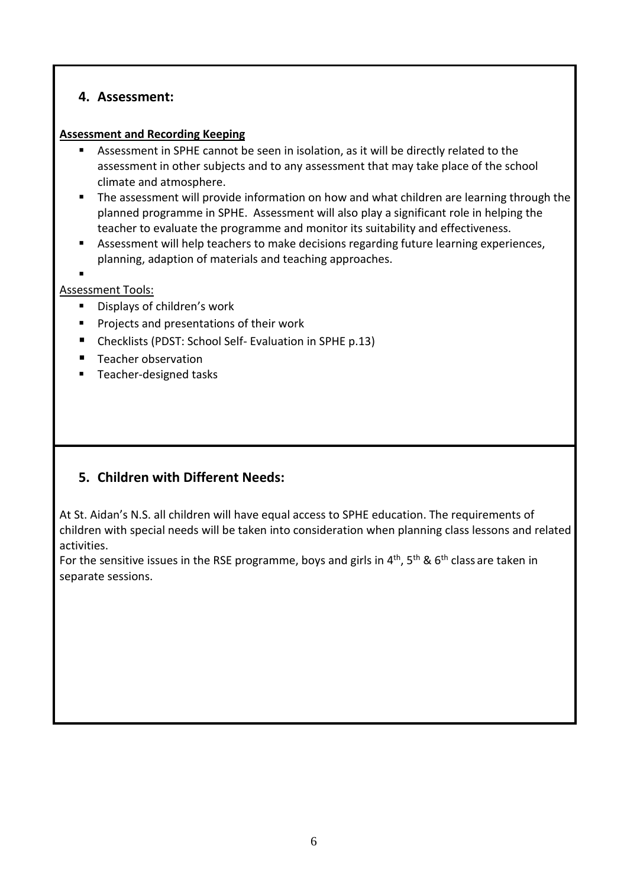## 4. Assessment:

**Assessment and Recording Keeping**

- Assessment in SPHE cannot be seen in isolation, as it will be directly related to the assessment in other subjects and to any assessment that may take place of the school climate and atmosphere.
- The assessment will provide information on how and what children are learning through the planned programme in SPHE. Assessment will also play a significant role in helping the teacher to evaluate the programme and monitor its suitability and effectiveness.
- Assessment will help teachers to make decisions regarding future learning experiences, planning, adaption of materials and teaching approaches.

Assessment Tools:

- Displays of children's work
- Projects and presentations of their work
- Checklists (PDST: School Self- Evaluation in SPHE p.13)
- Teacher observation
- Teacher-designed tasks

## 5. Children with Different Needs:

At St. Aidan's N.S. all children will have equal access to SPHE education. The requirements of children with special needs will be taken into consideration when planning class lessons and related activities.

For the sensitive issues in the RSE programme, boys and girls in 4th, 5th & 6th class are taken in separate sessions.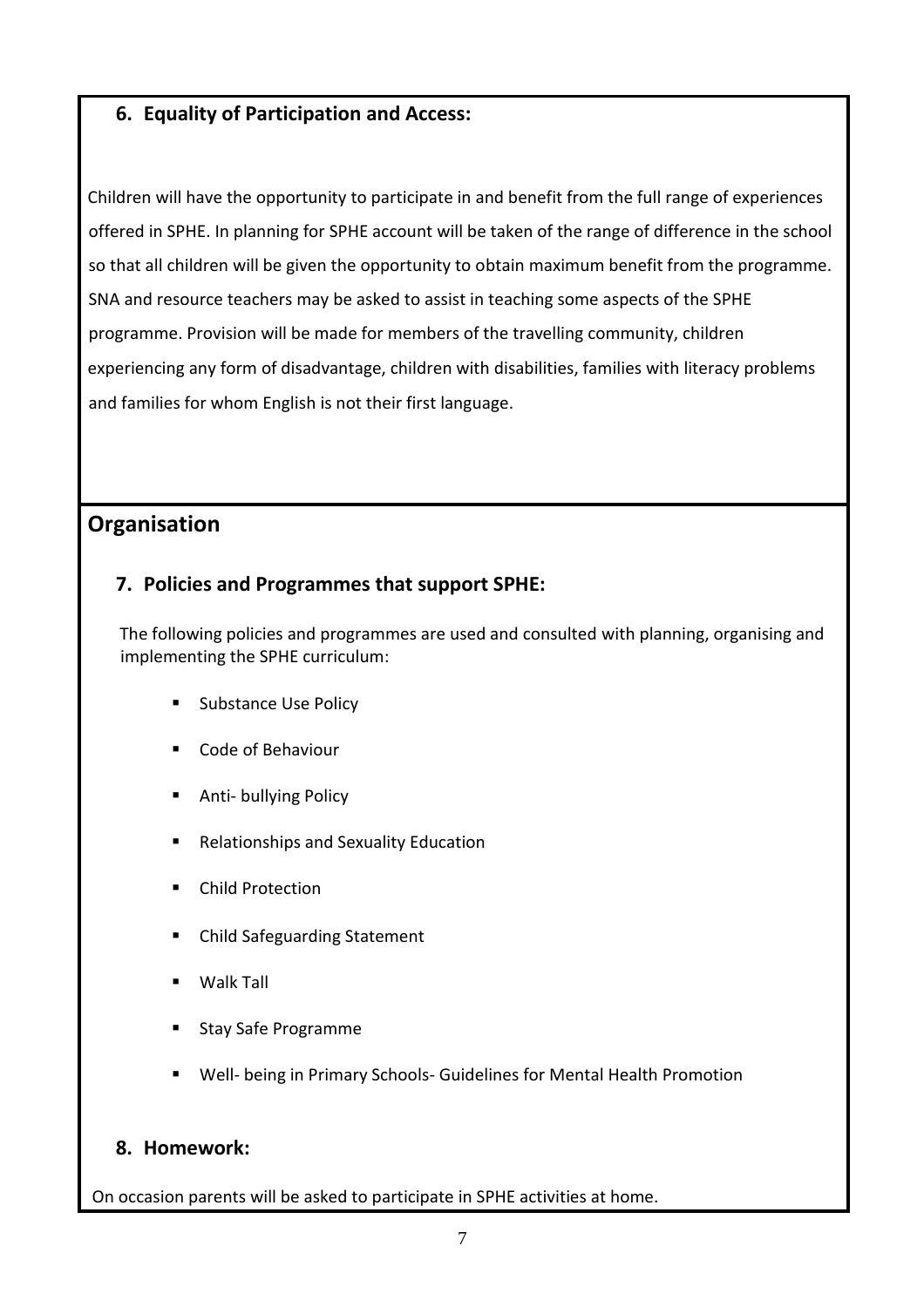### 6. Equality of Participation and Access:

Children will have the opportunity to participate in and benefit from the full range of experiences offered in SPHE. In planning for SPHE account will be taken of the range of difference in the school so that all children will be given the opportunity to obtain maximum benefit from the programme. SNA and resource teachers may be asked to assist in teaching some aspects of the SPHE programme. Provision will be made for members of the travelling community, children experiencing any form of disadvantage, children with disabilities, families with literacy problems and families for whom English is not their first language.

## Organisation

### 7. Policies and Programmes that support SPHE:

The following policies and programmes are used and consulted with planning, organising and implementing the SPHE curriculum:

- Substance Use Policy
- Code of Behaviour
- Anti- bullying Policy
- Relationships and Sexuality Education
- Child Protection
- Child Safeguarding Statement
- Walk Tall
- Stay Safe Programme
- Well- being in Primary Schools- Guidelines for Mental Health Promotion

### 8. Homework:

On occasion parents will be asked to participate in SPHE activities at home.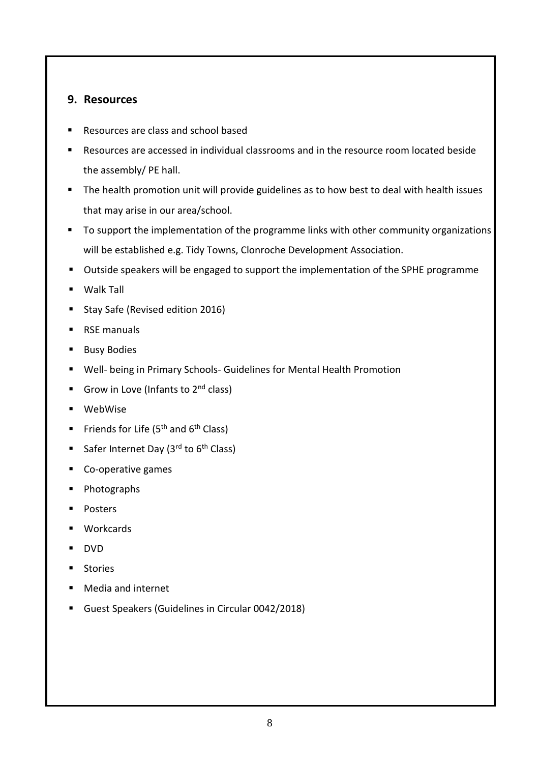## 9. Resources

- Resources are class and school based
- Resources are accessed in individual classrooms and in the resource room located beside the assembly/ PE hall.
- The health promotion unit will provide guidelines as to how best to deal with health issues that may arise in our area/school.
- To support the implementation of the programme links with other community organizations will be established e.g. Tidy Towns, Clonroche Development Association.
- Outside speakers will be engaged to support the implementation of the SPHE programme
- Walk Tall
- Stay Safe (Revised edition 2016)
- RSE manuals
- Busy Bodies
- Well- being in Primary Schools- Guidelines for Mental Health Promotion
- Grow in Love (Infants to 2nd class)
- WebWise
- Friends for Life (5th and 6th Class)
- Safer Internet Day (3rd to 6th Class)
- Co-operative games
- Photographs
- Posters
- Workcards
- DVD
- Stories
- Media and internet
- Guest Speakers (Guidelines in Circular 0042/2018)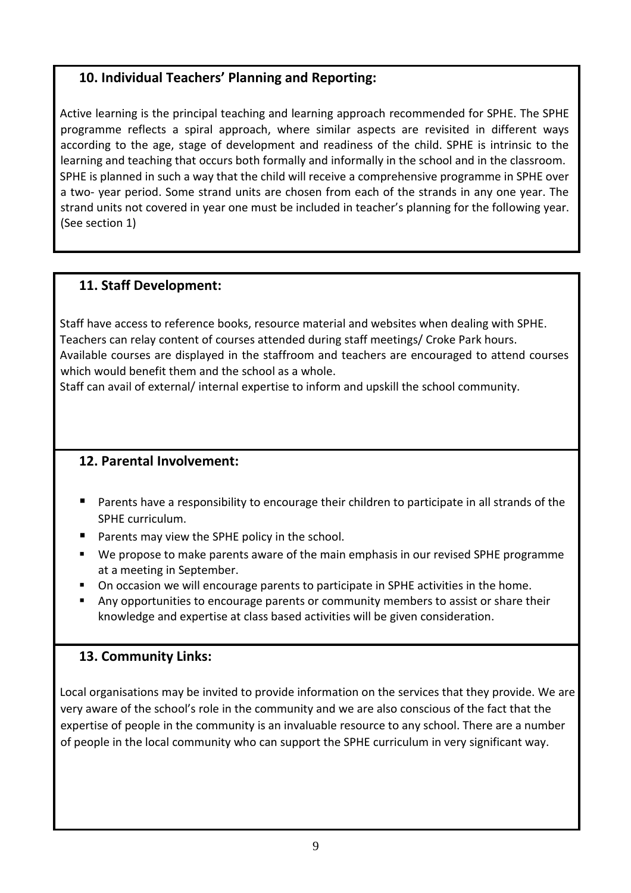## 10. Individual Teachers' Planning and Reporting:

Active learning is the principal teaching and learning approach recommended for SPHE. The SPHE programme reflects a spiral approach, where similar aspects are revisited in different ways according to the age, stage of development and readiness of the child. SPHE is intrinsic to the learning and teaching that occurs both formally and informally in the school and in the classroom. SPHE is planned in such a way that the child will receive a comprehensive programme in SPHE over a two- year period. Some strand units are chosen from each of the strands in any one year. The strand units not covered in year one must be included in teacher's planning for the following year. (See section 1)

## 11. Staff Development:

Staff have access to reference books, resource material and websites when dealing with SPHE. Teachers can relay content of courses attended during staff meetings/ Croke Park hours. Available courses are displayed in the staffroom and teachers are encouraged to attend courses which would benefit them and the school as a whole.
Staff can avail of external/ internal expertise to inform and upskill the school community.

## 12. Parental Involvement:

- Parents have a responsibility to encourage their children to participate in all strands of the SPHE curriculum.
- Parents may view the SPHE policy in the school.
- We propose to make parents aware of the main emphasis in our revised SPHE programme at a meeting in September.
- On occasion we will encourage parents to participate in SPHE activities in the home.
- Any opportunities to encourage parents or community members to assist or share their knowledge and expertise at class based activities will be given consideration.

## 13. Community Links:

Local organisations may be invited to provide information on the services that they provide. We are very aware of the school's role in the community and we are also conscious of the fact that the expertise of people in the community is an invaluable resource to any school. There are a number of people in the local community who can support the SPHE curriculum in very significant way.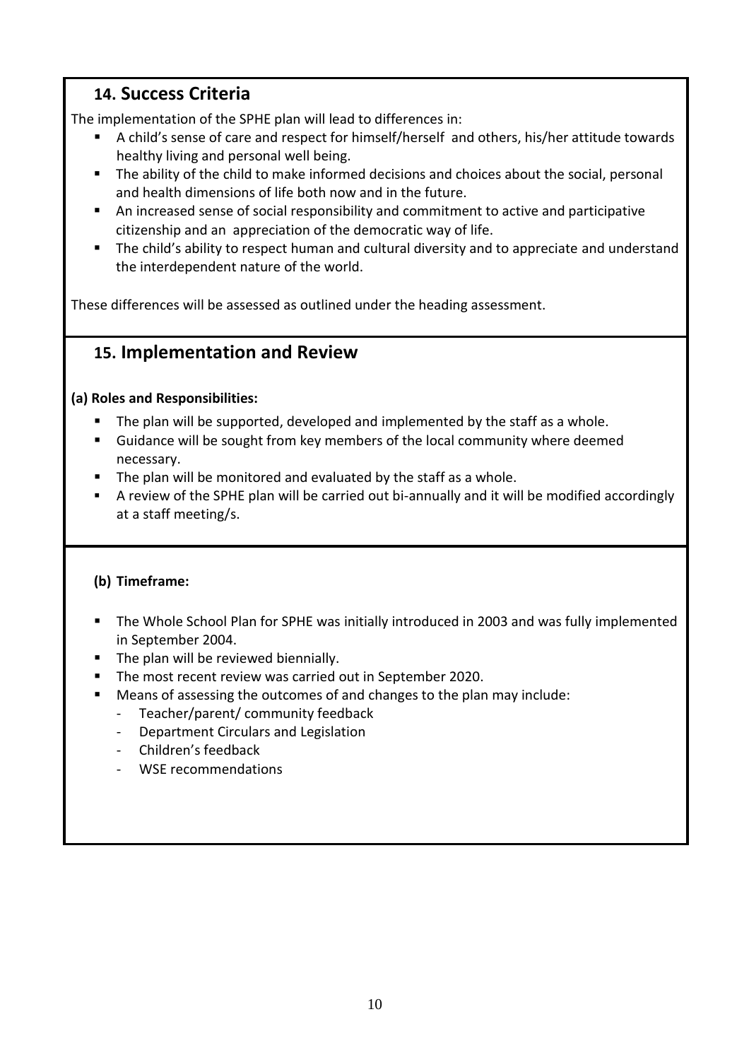## 14. Success Criteria

The implementation of the SPHE plan will lead to differences in:

- A child's sense of care and respect for himself/herself and others, his/her attitude towards healthy living and personal well being.
- The ability of the child to make informed decisions and choices about the social, personal and health dimensions of life both now and in the future.
- An increased sense of social responsibility and commitment to active and participative citizenship and an appreciation of the democratic way of life.
- The child's ability to respect human and cultural diversity and to appreciate and understand the interdependent nature of the world.

These differences will be assessed as outlined under the heading assessment.

## 15. Implementation and Review

**(a) Roles and Responsibilities:**

- The plan will be supported, developed and implemented by the staff as a whole.
- Guidance will be sought from key members of the local community where deemed necessary.
- The plan will be monitored and evaluated by the staff as a whole.
- A review of the SPHE plan will be carried out bi-annually and it will be modified accordingly at a staff meeting/s.

**(b) Timeframe:**

- The Whole School Plan for SPHE was initially introduced in 2003 and was fully implemented in September 2004.
- The plan will be reviewed biennially.
- The most recent review was carried out in September 2020.
- Means of assessing the outcomes of and changes to the plan may include:
  - Teacher/parent/ community feedback
  - Department Circulars and Legislation
  - Children's feedback
  - WSE recommendations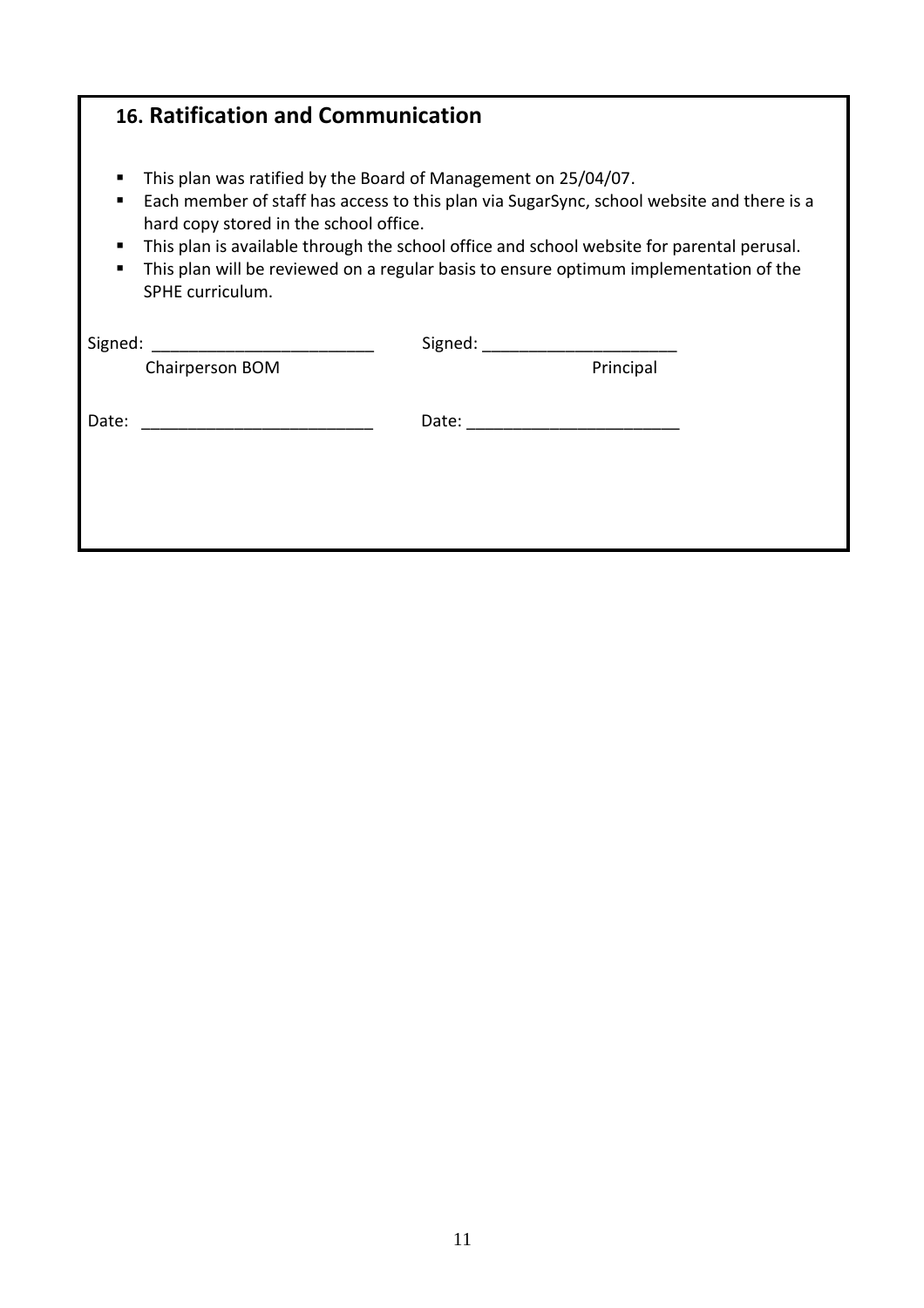## 16. Ratification and Communication

- This plan was ratified by the Board of Management on 25/04/07.
- Each member of staff has access to this plan via SugarSync, school website and there is a hard copy stored in the school office.
- This plan is available through the school office and school website for parental perusal.
- This plan will be reviewed on a regular basis to ensure optimum implementation of the SPHE curriculum.

Signed: ________________________ Signed: _____________________

Chairperson BOM Principal

Date: _________________________ Date: _______________________